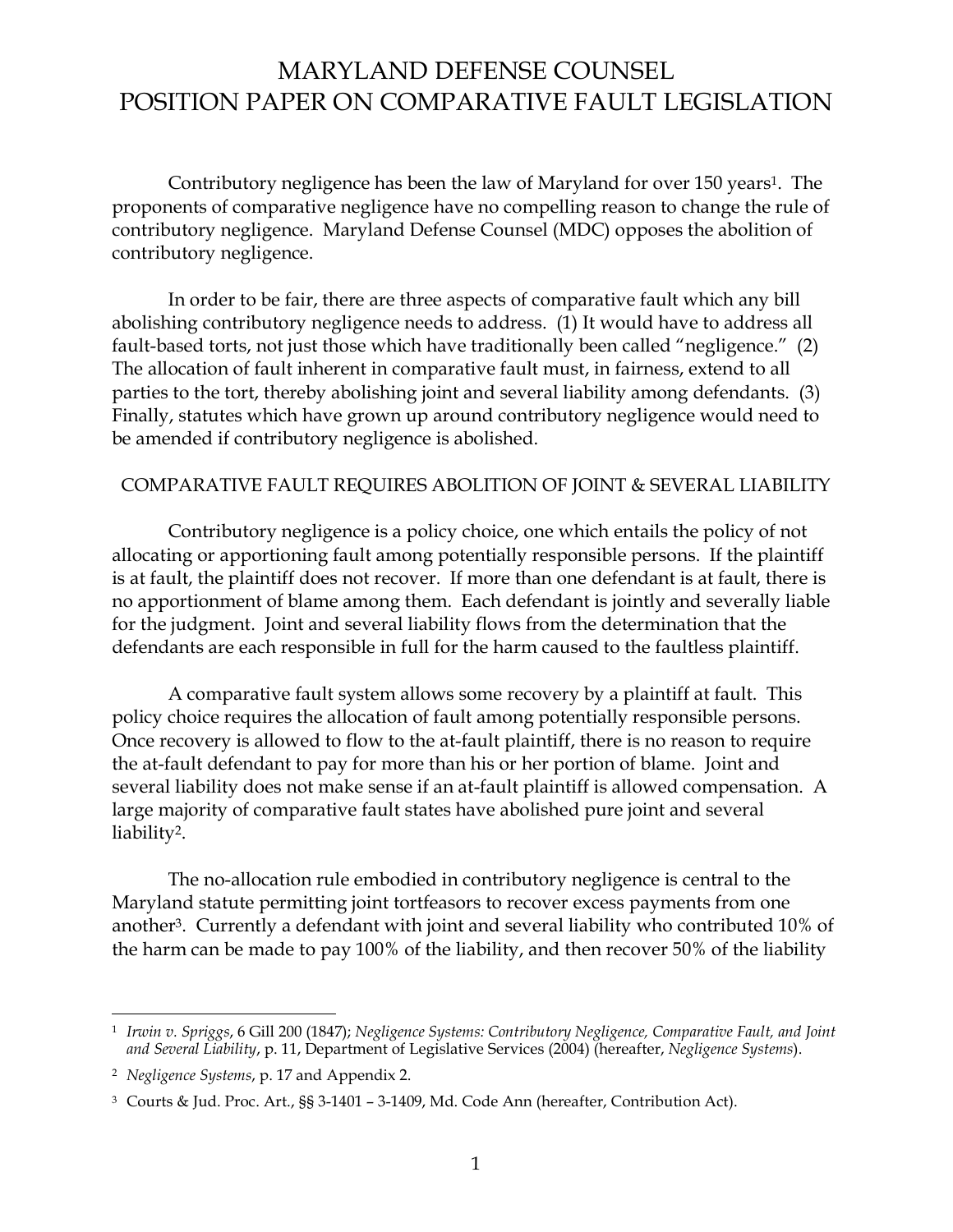# MARYLAND DEFENSE COUNSEL
# POSITION PAPER ON COMPARATIVE FAULT LEGISLATION

Contributory negligence has been the law of Maryland for over 150 years[1]. The proponents of comparative negligence have no compelling reason to change the rule of contributory negligence. Maryland Defense Counsel (MDC) opposes the abolition of contributory negligence.

In order to be fair, there are three aspects of comparative fault which any bill abolishing contributory negligence needs to address. (1) It would have to address all fault-based torts, not just those which have traditionally been called "negligence." (2) The allocation of fault inherent in comparative fault must, in fairness, extend to all parties to the tort, thereby abolishing joint and several liability among defendants. (3) Finally, statutes which have grown up around contributory negligence would need to be amended if contributory negligence is abolished.

## COMPARATIVE FAULT REQUIRES ABOLITION OF JOINT & SEVERAL LIABILITY

Contributory negligence is a policy choice, one which entails the policy of not allocating or apportioning fault among potentially responsible persons. If the plaintiff is at fault, the plaintiff does not recover. If more than one defendant is at fault, there is no apportionment of blame among them. Each defendant is jointly and severally liable for the judgment. Joint and several liability flows from the determination that the defendants are each responsible in full for the harm caused to the faultless plaintiff.

A comparative fault system allows some recovery by a plaintiff at fault. This policy choice requires the allocation of fault among potentially responsible persons. Once recovery is allowed to flow to the at-fault plaintiff, there is no reason to require the at-fault defendant to pay for more than his or her portion of blame. Joint and several liability does not make sense if an at-fault plaintiff is allowed compensation. A large majority of comparative fault states have abolished pure joint and several liability[2].

The no-allocation rule embodied in contributory negligence is central to the Maryland statute permitting joint tortfeasors to recover excess payments from one another[3]. Currently a defendant with joint and several liability who contributed 10% of the harm can be made to pay 100% of the liability, and then recover 50% of the liability

---

[1] *Irwin v. Spriggs*, 6 Gill 200 (1847); *Negligence Systems: Contributory Negligence, Comparative Fault, and Joint and Several Liability*, p. 11, Department of Legislative Services (2004) (hereafter, *Negligence Systems*).

[2] *Negligence Systems*, p. 17 and Appendix 2.

[3] Courts & Jud. Proc. Art., §§ 3-1401 – 3-1409, Md. Code Ann (hereafter, Contribution Act).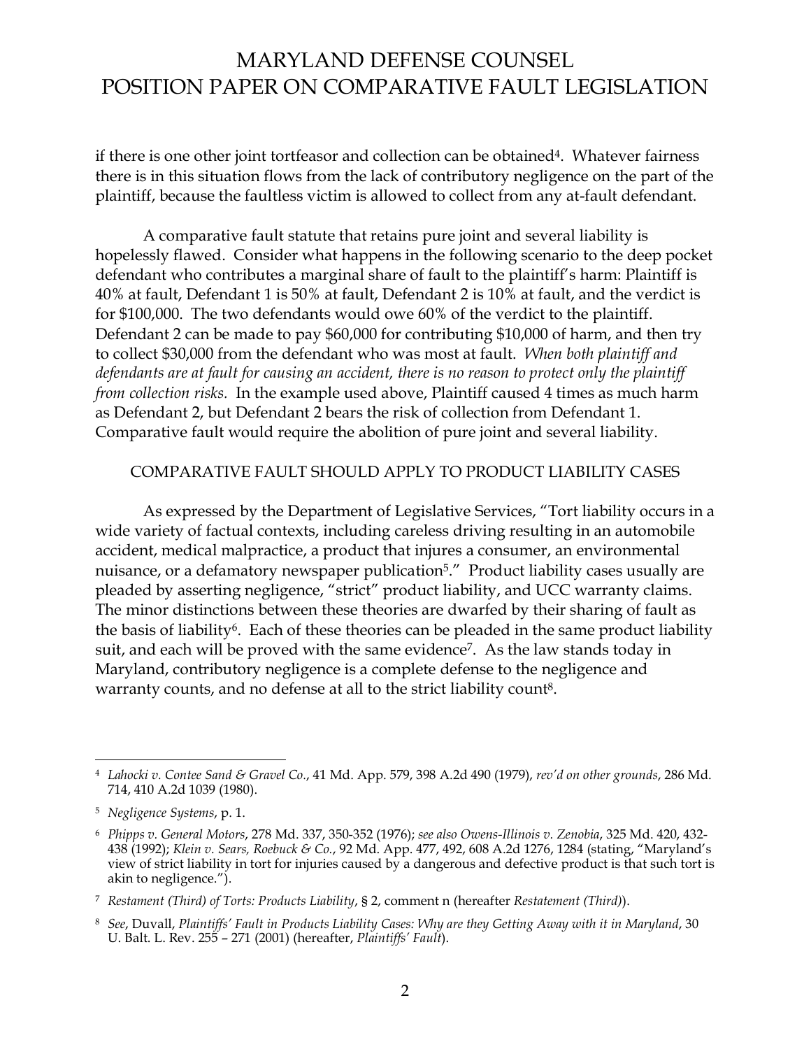if there is one other joint tortfeasor and collection can be obtained[4]. Whatever fairness there is in this situation flows from the lack of contributory negligence on the part of the plaintiff, because the faultless victim is allowed to collect from any at-fault defendant.

A comparative fault statute that retains pure joint and several liability is hopelessly flawed. Consider what happens in the following scenario to the deep pocket defendant who contributes a marginal share of fault to the plaintiff's harm: Plaintiff is 40% at fault, Defendant 1 is 50% at fault, Defendant 2 is 10% at fault, and the verdict is for $100,000. The two defendants would owe 60% of the verdict to the plaintiff. Defendant 2 can be made to pay $60,000 for contributing $10,000 of harm, and then try to collect $30,000 from the defendant who was most at fault. *When both plaintiff and defendants are at fault for causing an accident, there is no reason to protect only the plaintiff from collection risks.* In the example used above, Plaintiff caused 4 times as much harm as Defendant 2, but Defendant 2 bears the risk of collection from Defendant 1. Comparative fault would require the abolition of pure joint and several liability.

## COMPARATIVE FAULT SHOULD APPLY TO PRODUCT LIABILITY CASES

As expressed by the Department of Legislative Services, "Tort liability occurs in a wide variety of factual contexts, including careless driving resulting in an automobile accident, medical malpractice, a product that injures a consumer, an environmental nuisance, or a defamatory newspaper publication[5]." Product liability cases usually are pleaded by asserting negligence, "strict" product liability, and UCC warranty claims. The minor distinctions between these theories are dwarfed by their sharing of fault as the basis of liability[6]. Each of these theories can be pleaded in the same product liability suit, and each will be proved with the same evidence[7]. As the law stands today in Maryland, contributory negligence is a complete defense to the negligence and warranty counts, and no defense at all to the strict liability count[8].

---

[4] *Lahocki v. Contee Sand & Gravel Co.*, 41 Md. App. 579, 398 A.2d 490 (1979), *rev'd on other grounds*, 286 Md. 714, 410 A.2d 1039 (1980).

[5] *Negligence Systems*, p. 1.

[6] *Phipps v. General Motors*, 278 Md. 337, 350-352 (1976); *see also Owens-Illinois v. Zenobia*, 325 Md. 420, 432-438 (1992); *Klein v. Sears, Roebuck & Co.*, 92 Md. App. 477, 492, 608 A.2d 1276, 1284 (stating, "Maryland's view of strict liability in tort for injuries caused by a dangerous and defective product is that such tort is akin to negligence.").

[7] *Restament (Third) of Torts: Products Liability*, § 2, comment n (hereafter *Restatement (Third)*).

[8] *See*, Duvall, *Plaintiffs' Fault in Products Liability Cases: Why are they Getting Away with it in Maryland*, 30 U. Balt. L. Rev. 255 – 271 (2001) (hereafter, *Plaintiffs' Fault*).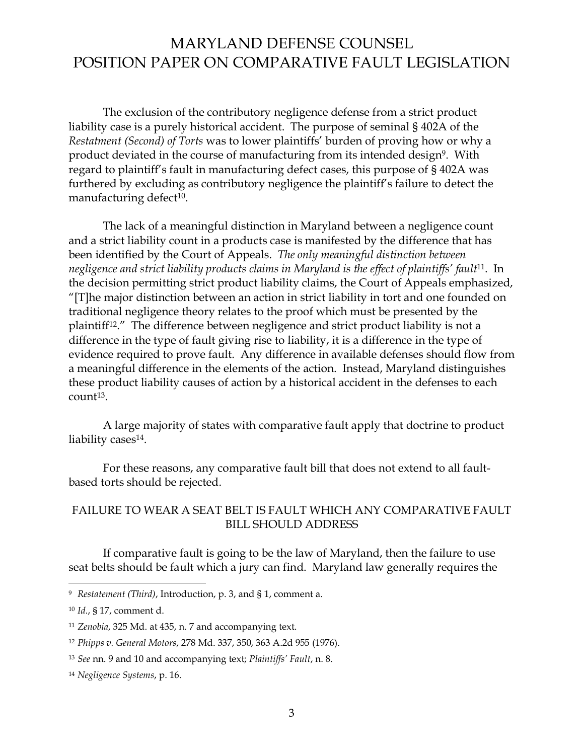# MARYLAND DEFENSE COUNSEL POSITION PAPER ON COMPARATIVE FAULT LEGISLATION

The exclusion of the contributory negligence defense from a strict product liability case is a purely historical accident. The purpose of seminal § 402A of the *Restatment (Second) of Torts* was to lower plaintiffs' burden of proving how or why a product deviated in the course of manufacturing from its intended design[9]. With regard to plaintiff's fault in manufacturing defect cases, this purpose of § 402A was furthered by excluding as contributory negligence the plaintiff's failure to detect the manufacturing defect[10].

The lack of a meaningful distinction in Maryland between a negligence count and a strict liability count in a products case is manifested by the difference that has been identified by the Court of Appeals. *The only meaningful distinction between negligence and strict liability products claims in Maryland is the effect of plaintiffs' fault*[11]. In the decision permitting strict product liability claims, the Court of Appeals emphasized, "[T]he major distinction between an action in strict liability in tort and one founded on traditional negligence theory relates to the proof which must be presented by the plaintiff[12]." The difference between negligence and strict product liability is not a difference in the type of fault giving rise to liability, it is a difference in the type of evidence required to prove fault. Any difference in available defenses should flow from a meaningful difference in the elements of the action. Instead, Maryland distinguishes these product liability causes of action by a historical accident in the defenses to each count[13].

A large majority of states with comparative fault apply that doctrine to product liability cases[14].

For these reasons, any comparative fault bill that does not extend to all fault-based torts should be rejected.

## FAILURE TO WEAR A SEAT BELT IS FAULT WHICH ANY COMPARATIVE FAULT BILL SHOULD ADDRESS

If comparative fault is going to be the law of Maryland, then the failure to use seat belts should be fault which a jury can find. Maryland law generally requires the

---

[9] *Restatement (Third)*, Introduction, p. 3, and § 1, comment a.

[10] *Id.*, § 17, comment d.

[11] *Zenobia*, 325 Md. at 435, n. 7 and accompanying text.

[12] *Phipps v. General Motors*, 278 Md. 337, 350, 363 A.2d 955 (1976).

[13] *See* nn. 9 and 10 and accompanying text; *Plaintiffs' Fault*, n. 8.

[14] *Negligence Systems*, p. 16.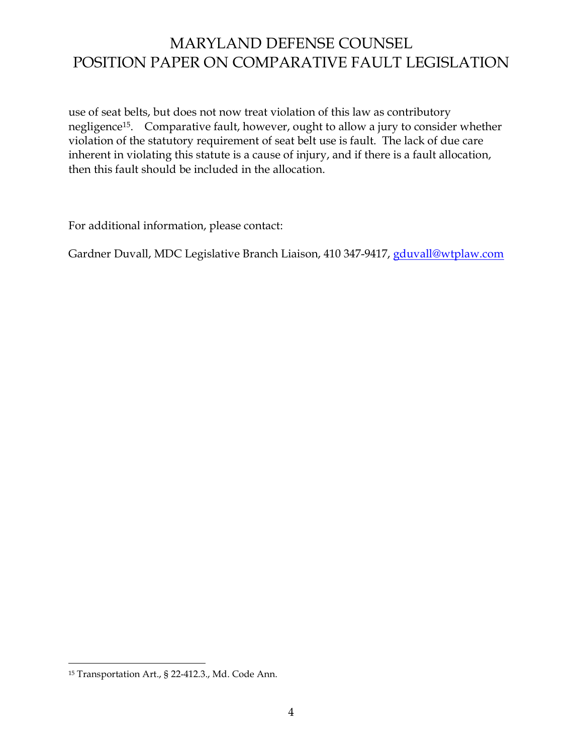use of seat belts, but does not now treat violation of this law as contributory negligence[15]. Comparative fault, however, ought to allow a jury to consider whether violation of the statutory requirement of seat belt use is fault. The lack of due care inherent in violating this statute is a cause of injury, and if there is a fault allocation, then this fault should be included in the allocation.

For additional information, please contact:

Gardner Duvall, MDC Legislative Branch Liaison, 410 347-9417, gduvall@wtplaw.com

---

[15] Transportation Art., § 22-412.3., Md. Code Ann.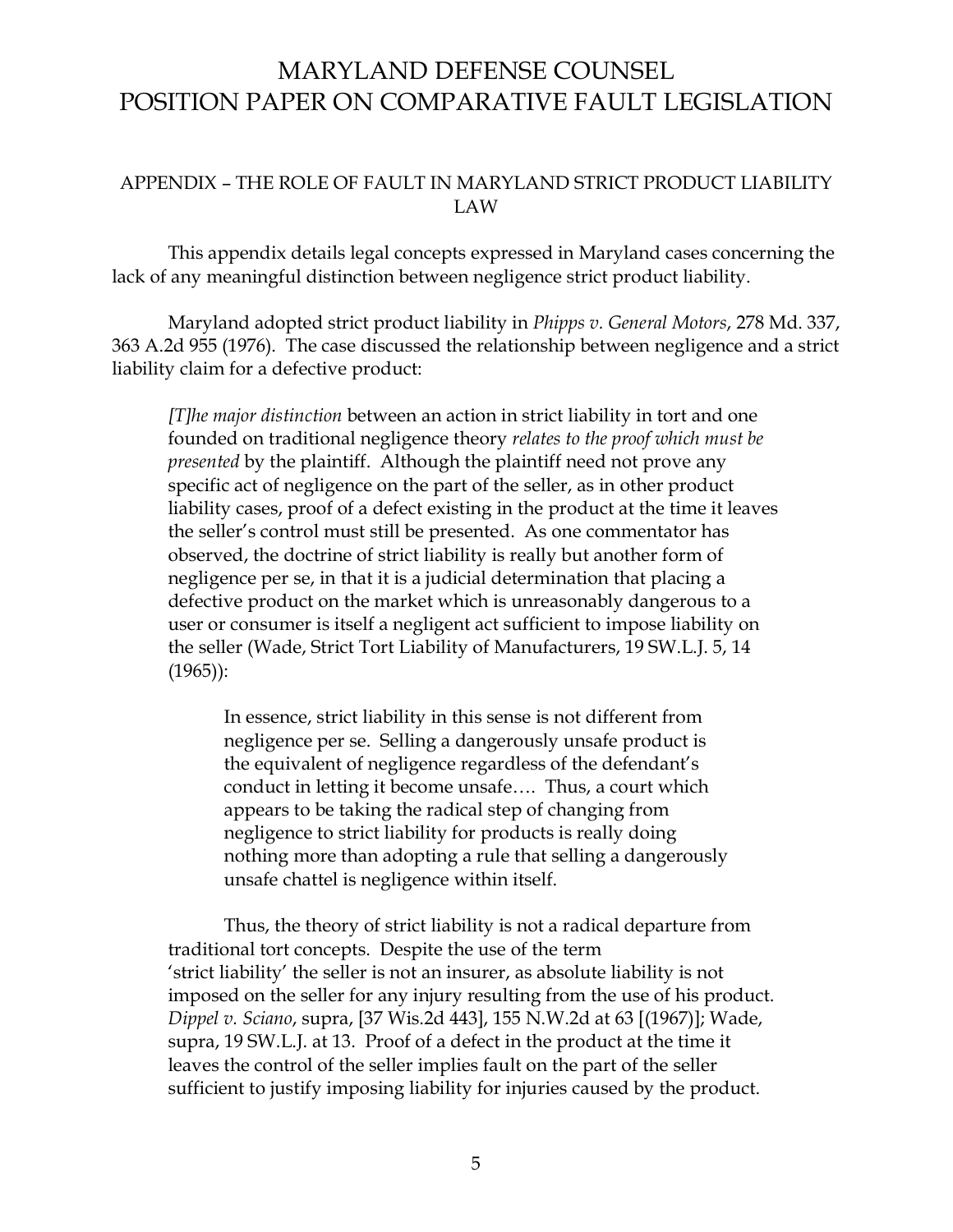# MARYLAND DEFENSE COUNSEL POSITION PAPER ON COMPARATIVE FAULT LEGISLATION

## APPENDIX – THE ROLE OF FAULT IN MARYLAND STRICT PRODUCT LIABILITY LAW

This appendix details legal concepts expressed in Maryland cases concerning the lack of any meaningful distinction between negligence strict product liability.

Maryland adopted strict product liability in *Phipps v. General Motors*, 278 Md. 337, 363 A.2d 955 (1976). The case discussed the relationship between negligence and a strict liability claim for a defective product:

> *[T]he major distinction* between an action in strict liability in tort and one founded on traditional negligence theory *relates to the proof which must be presented* by the plaintiff. Although the plaintiff need not prove any specific act of negligence on the part of the seller, as in other product liability cases, proof of a defect existing in the product at the time it leaves the seller's control must still be presented. As one commentator has observed, the doctrine of strict liability is really but another form of negligence per se, in that it is a judicial determination that placing a defective product on the market which is unreasonably dangerous to a user or consumer is itself a negligent act sufficient to impose liability on the seller (Wade, Strict Tort Liability of Manufacturers, 19 SW.L.J. 5, 14 (1965)):
>
> > In essence, strict liability in this sense is not different from negligence per se. Selling a dangerously unsafe product is the equivalent of negligence regardless of the defendant's conduct in letting it become unsafe…. Thus, a court which appears to be taking the radical step of changing from negligence to strict liability for products is really doing nothing more than adopting a rule that selling a dangerously unsafe chattel is negligence within itself.
>
> Thus, the theory of strict liability is not a radical departure from traditional tort concepts. Despite the use of the term 'strict liability' the seller is not an insurer, as absolute liability is not imposed on the seller for any injury resulting from the use of his product. *Dippel v. Sciano*, supra, [37 Wis.2d 443], 155 N.W.2d at 63 [(1967)]; Wade, supra, 19 SW.L.J. at 13. Proof of a defect in the product at the time it leaves the control of the seller implies fault on the part of the seller sufficient to justify imposing liability for injuries caused by the product.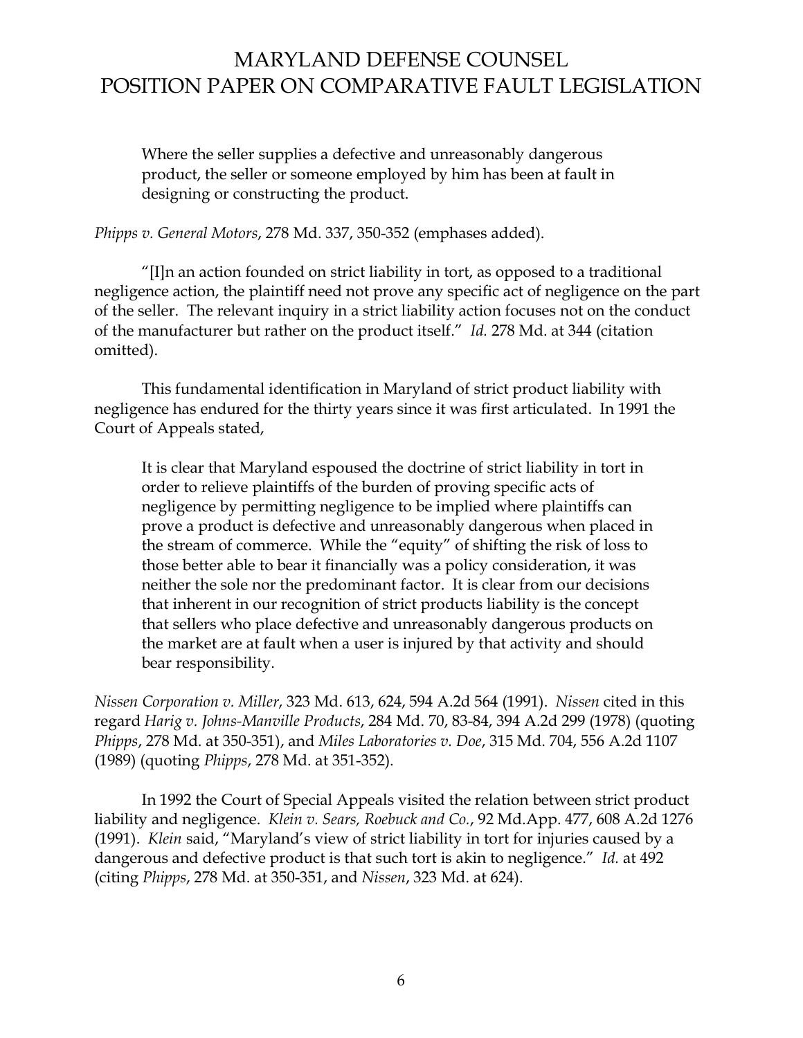> Where the seller supplies a defective and unreasonably dangerous product, the seller or someone employed by him has been at fault in designing or constructing the product.

*Phipps v. General Motors*, 278 Md. 337, 350-352 (emphases added).

"[I]n an action founded on strict liability in tort, as opposed to a traditional negligence action, the plaintiff need not prove any specific act of negligence on the part of the seller. The relevant inquiry in a strict liability action focuses not on the conduct of the manufacturer but rather on the product itself." *Id.* 278 Md. at 344 (citation omitted).

This fundamental identification in Maryland of strict product liability with negligence has endured for the thirty years since it was first articulated. In 1991 the Court of Appeals stated,

> It is clear that Maryland espoused the doctrine of strict liability in tort in order to relieve plaintiffs of the burden of proving specific acts of negligence by permitting negligence to be implied where plaintiffs can prove a product is defective and unreasonably dangerous when placed in the stream of commerce. While the "equity" of shifting the risk of loss to those better able to bear it financially was a policy consideration, it was neither the sole nor the predominant factor. It is clear from our decisions that inherent in our recognition of strict products liability is the concept that sellers who place defective and unreasonably dangerous products on the market are at fault when a user is injured by that activity and should bear responsibility.

*Nissen Corporation v. Miller*, 323 Md. 613, 624, 594 A.2d 564 (1991). *Nissen* cited in this regard *Harig v. Johns-Manville Products*, 284 Md. 70, 83-84, 394 A.2d 299 (1978) (quoting *Phipps*, 278 Md. at 350-351), and *Miles Laboratories v. Doe*, 315 Md. 704, 556 A.2d 1107 (1989) (quoting *Phipps*, 278 Md. at 351-352).

In 1992 the Court of Special Appeals visited the relation between strict product liability and negligence. *Klein v. Sears, Roebuck and Co.*, 92 Md.App. 477, 608 A.2d 1276 (1991). *Klein* said, "Maryland's view of strict liability in tort for injuries caused by a dangerous and defective product is that such tort is akin to negligence." *Id.* at 492 (citing *Phipps*, 278 Md. at 350-351, and *Nissen*, 323 Md. at 624).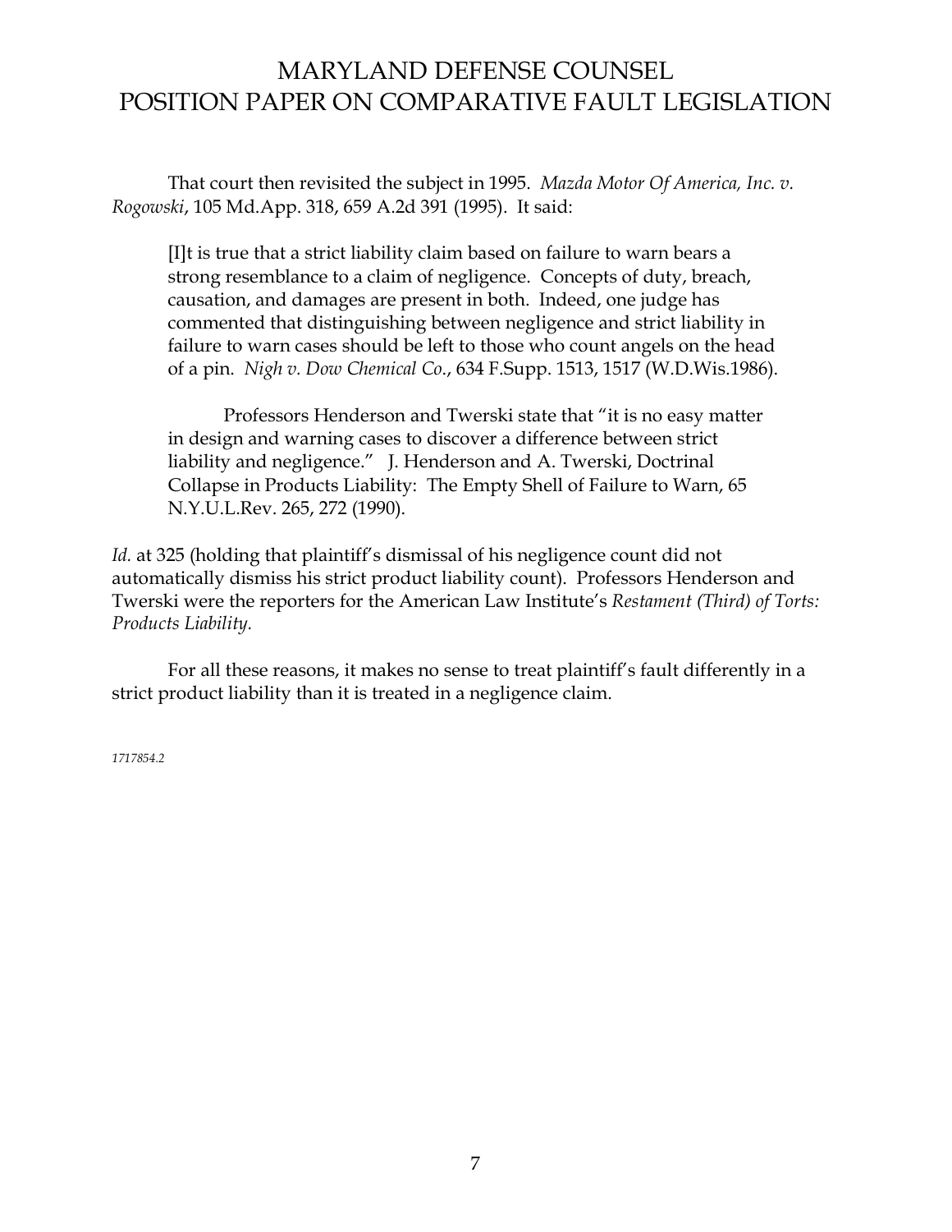That court then revisited the subject in 1995. *Mazda Motor Of America, Inc. v. Rogowski*, 105 Md.App. 318, 659 A.2d 391 (1995). It said:

> [I]t is true that a strict liability claim based on failure to warn bears a strong resemblance to a claim of negligence. Concepts of duty, breach, causation, and damages are present in both. Indeed, one judge has commented that distinguishing between negligence and strict liability in failure to warn cases should be left to those who count angels on the head of a pin. *Nigh v. Dow Chemical Co.*, 634 F.Supp. 1513, 1517 (W.D.Wis.1986).
>
> Professors Henderson and Twerski state that "it is no easy matter in design and warning cases to discover a difference between strict liability and negligence." J. Henderson and A. Twerski, Doctrinal Collapse in Products Liability: The Empty Shell of Failure to Warn, 65 N.Y.U.L.Rev. 265, 272 (1990).

*Id.* at 325 (holding that plaintiff's dismissal of his negligence count did not automatically dismiss his strict product liability count). Professors Henderson and Twerski were the reporters for the American Law Institute's *Restament (Third) of Torts: Products Liability.*

For all these reasons, it makes no sense to treat plaintiff's fault differently in a strict product liability than it is treated in a negligence claim.

*1717854.2*